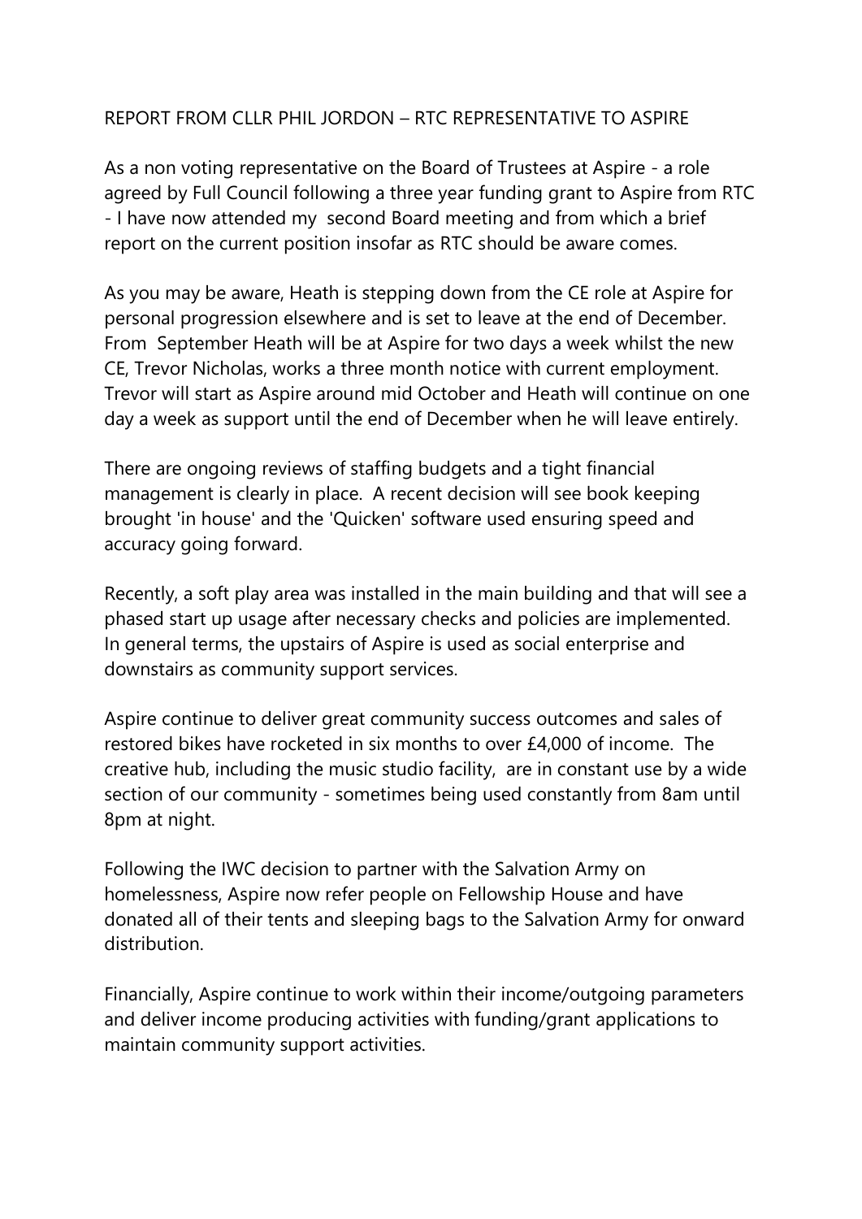REPORT FROM CLLR PHIL JORDON – RTC REPRESENTATIVE TO ASPIRE

As a non voting representative on the Board of Trustees at Aspire - a role agreed by Full Council following a three year funding grant to Aspire from RTC - I have now attended my second Board meeting and from which a brief report on the current position insofar as RTC should be aware comes.

As you may be aware, Heath is stepping down from the CE role at Aspire for personal progression elsewhere and is set to leave at the end of December. From September Heath will be at Aspire for two days a week whilst the new CE, Trevor Nicholas, works a three month notice with current employment. Trevor will start as Aspire around mid October and Heath will continue on one day a week as support until the end of December when he will leave entirely.

There are ongoing reviews of staffing budgets and a tight financial management is clearly in place. A recent decision will see book keeping brought 'in house' and the 'Quicken' software used ensuring speed and accuracy going forward.

Recently, a soft play area was installed in the main building and that will see a phased start up usage after necessary checks and policies are implemented. In general terms, the upstairs of Aspire is used as social enterprise and downstairs as community support services.

Aspire continue to deliver great community success outcomes and sales of restored bikes have rocketed in six months to over £4,000 of income. The creative hub, including the music studio facility, are in constant use by a wide section of our community - sometimes being used constantly from 8am until 8pm at night.

Following the IWC decision to partner with the Salvation Army on homelessness, Aspire now refer people on Fellowship House and have donated all of their tents and sleeping bags to the Salvation Army for onward distribution.

Financially, Aspire continue to work within their income/outgoing parameters and deliver income producing activities with funding/grant applications to maintain community support activities.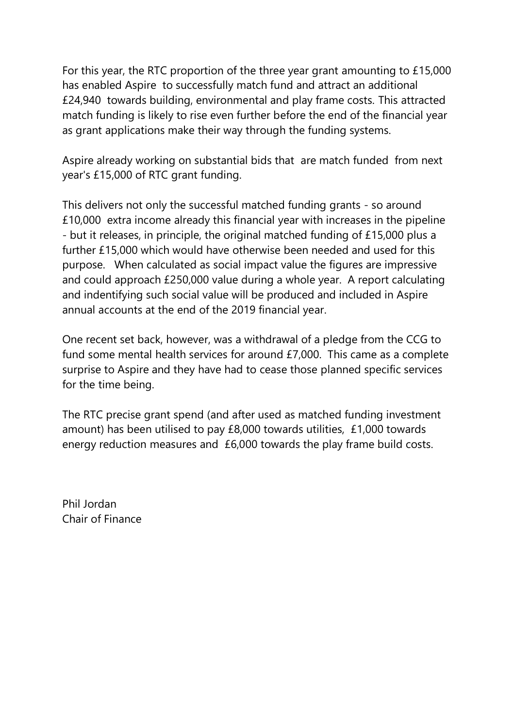For this year, the RTC proportion of the three year grant amounting to £15,000 has enabled Aspire to successfully match fund and attract an additional £24,940 towards building, environmental and play frame costs. This attracted match funding is likely to rise even further before the end of the financial year as grant applications make their way through the funding systems.

Aspire already working on substantial bids that are match funded from next year's £15,000 of RTC grant funding.

This delivers not only the successful matched funding grants - so around £10,000 extra income already this financial year with increases in the pipeline - but it releases, in principle, the original matched funding of £15,000 plus a further £15,000 which would have otherwise been needed and used for this purpose. When calculated as social impact value the figures are impressive and could approach £250,000 value during a whole year. A report calculating and indentifying such social value will be produced and included in Aspire annual accounts at the end of the 2019 financial year.

One recent set back, however, was a withdrawal of a pledge from the CCG to fund some mental health services for around £7,000. This came as a complete surprise to Aspire and they have had to cease those planned specific services for the time being.

The RTC precise grant spend (and after used as matched funding investment amount) has been utilised to pay £8,000 towards utilities, £1,000 towards energy reduction measures and £6,000 towards the play frame build costs.

Phil Jordan
Chair of Finance